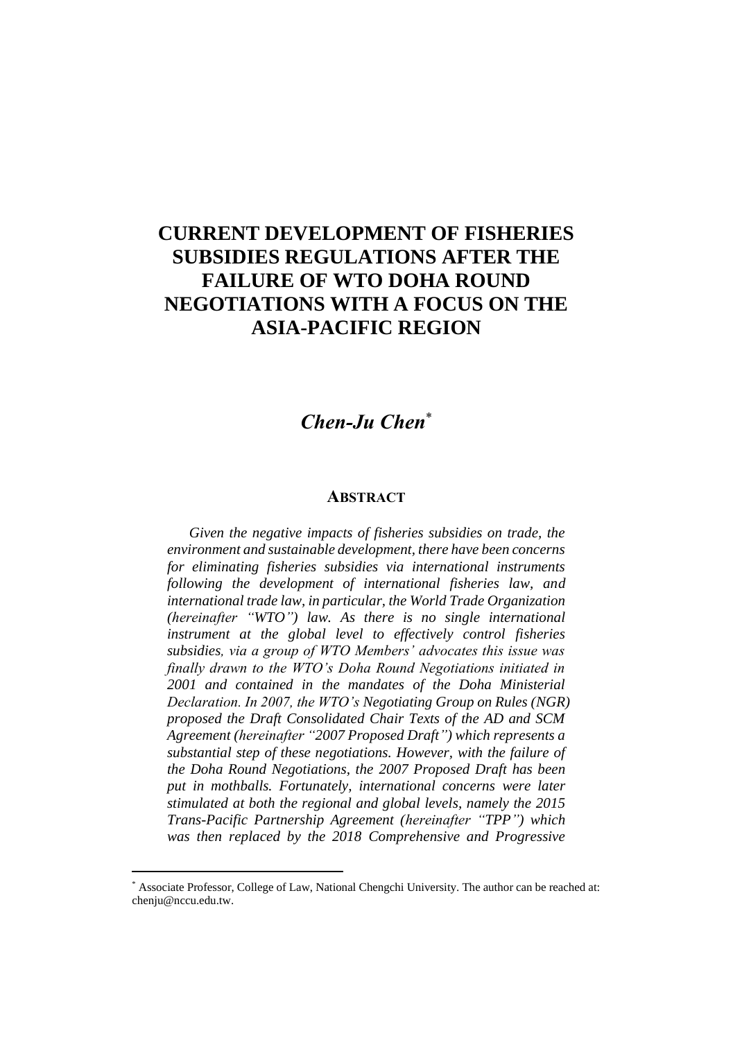# CURRENT DEVELOPMENT OF FISHERIES SUBSIDIES REGULATIONS AFTER THE FAILURE OF WTO DOHA ROUND NEGOTIATIONS WITH A FOCUS ON THE ASIA-PACIFIC REGION

***Chen-Ju Chen****

## ABSTRACT

*Given the negative impacts of fisheries subsidies on trade, the environment and sustainable development, there have been concerns for eliminating fisheries subsidies via international instruments following the development of international fisheries law, and international trade law, in particular, the World Trade Organization (hereinafter "WTO") law. As there is no single international instrument at the global level to effectively control fisheries subsidies, via a group of WTO Members' advocates this issue was finally drawn to the WTO's Doha Round Negotiations initiated in 2001 and contained in the mandates of the Doha Ministerial Declaration. In 2007, the WTO's Negotiating Group on Rules (NGR) proposed the Draft Consolidated Chair Texts of the AD and SCM Agreement (hereinafter "2007 Proposed Draft") which represents a substantial step of these negotiations. However, with the failure of the Doha Round Negotiations, the 2007 Proposed Draft has been put in mothballs. Fortunately, international concerns were later stimulated at both the regional and global levels, namely the 2015 Trans-Pacific Partnership Agreement (hereinafter "TPP") which was then replaced by the 2018 Comprehensive and Progressive*

---

\* Associate Professor, College of Law, National Chengchi University. The author can be reached at: chenju@nccu.edu.tw.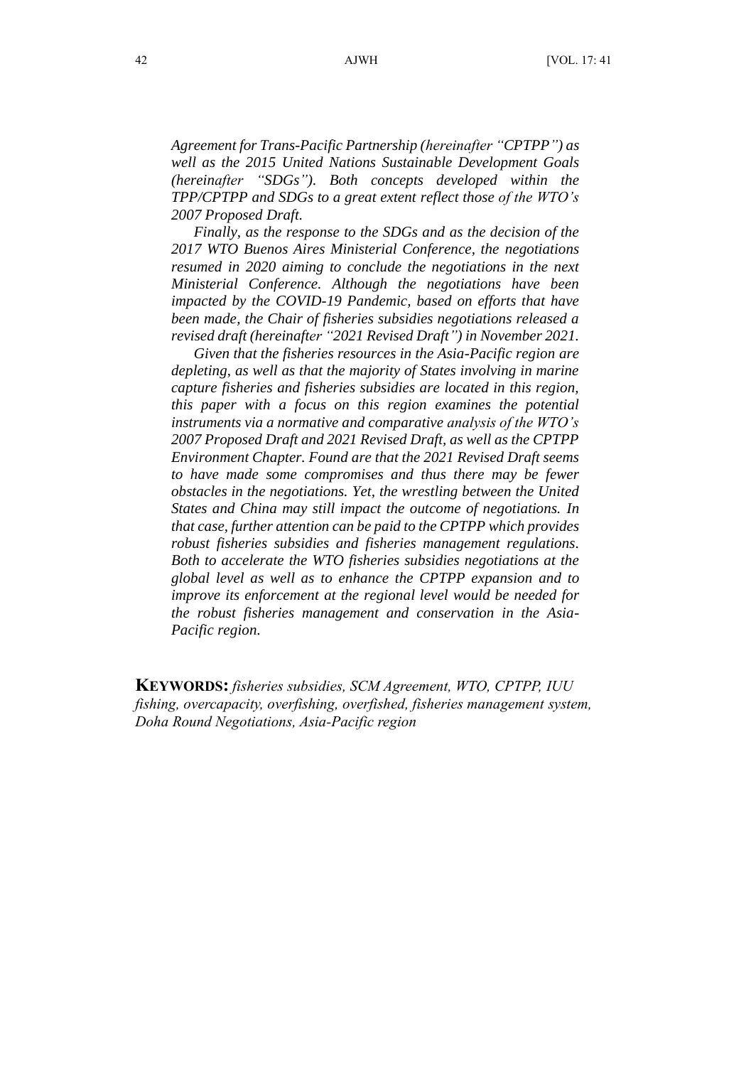*Agreement for Trans-Pacific Partnership (hereinafter "CPTPP") as well as the 2015 United Nations Sustainable Development Goals (hereinafter "SDGs"). Both concepts developed within the TPP/CPTPP and SDGs to a great extent reflect those of the WTO's 2007 Proposed Draft.*

*Finally, as the response to the SDGs and as the decision of the 2017 WTO Buenos Aires Ministerial Conference, the negotiations resumed in 2020 aiming to conclude the negotiations in the next Ministerial Conference. Although the negotiations have been impacted by the COVID-19 Pandemic, based on efforts that have been made, the Chair of fisheries subsidies negotiations released a revised draft (hereinafter "2021 Revised Draft") in November 2021.*

*Given that the fisheries resources in the Asia-Pacific region are depleting, as well as that the majority of States involving in marine capture fisheries and fisheries subsidies are located in this region, this paper with a focus on this region examines the potential instruments via a normative and comparative analysis of the WTO's 2007 Proposed Draft and 2021 Revised Draft, as well as the CPTPP Environment Chapter. Found are that the 2021 Revised Draft seems to have made some compromises and thus there may be fewer obstacles in the negotiations. Yet, the wrestling between the United States and China may still impact the outcome of negotiations. In that case, further attention can be paid to the CPTPP which provides robust fisheries subsidies and fisheries management regulations. Both to accelerate the WTO fisheries subsidies negotiations at the global level as well as to enhance the CPTPP expansion and to improve its enforcement at the regional level would be needed for the robust fisheries management and conservation in the Asia-Pacific region.*

**KEYWORDS:** *fisheries subsidies, SCM Agreement, WTO, CPTPP, IUU fishing, overcapacity, overfishing, overfished, fisheries management system, Doha Round Negotiations, Asia-Pacific region*